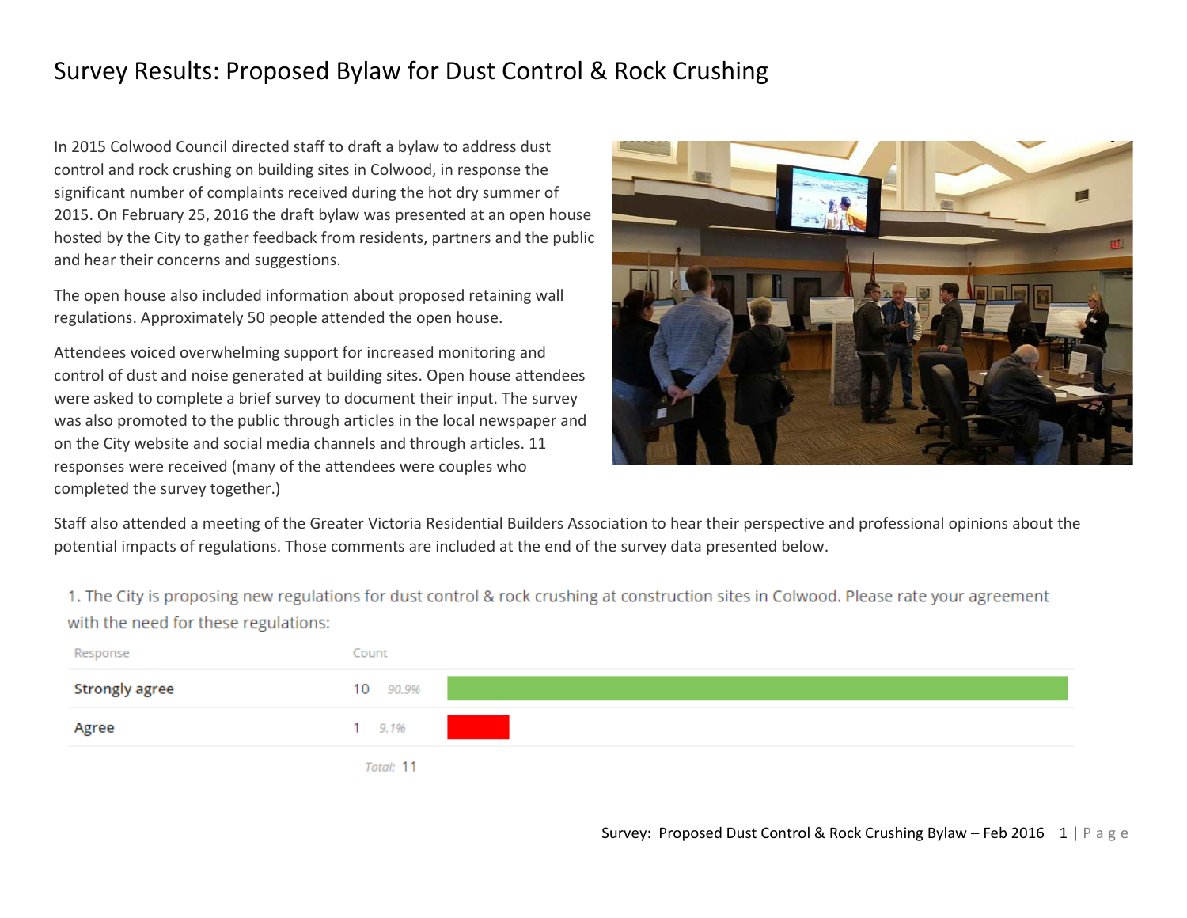# Survey Results: Proposed Bylaw for Dust Control & Rock Crushing

In 2015 Colwood Council directed staff to draft a bylaw to address dust control and rock crushing on building sites in Colwood, in response the significant number of complaints received during the hot dry summer of 2015. On February 25, 2016 the draft bylaw was presented at an open house hosted by the City to gather feedback from residents, partners and the public and hear their concerns and suggestions.

The open house also included information about proposed retaining wall regulations. Approximately 50 people attended the open house.

Attendees voiced overwhelming support for increased monitoring and control of dust and noise generated at building sites. Open house attendees were asked to complete a brief survey to document their input. The survey was also promoted to the public through articles in the local newspaper and on the City website and social media channels and through articles. 11 responses were received (many of the attendees were couples who completed the survey together.)

Staff also attended a meeting of the Greater Victoria Residential Builders Association to hear their perspective and professional opinions about the potential impacts of regulations. Those comments are included at the end of the survey data presented below.

1. The City is proposing new regulations for dust control & rock crushing at construction sites in Colwood. Please rate your agreement with the need for these regulations:

| Response | Count | |
|---|---|---|
| **Strongly agree** | 10 | 90.9% |
| **Agree** | 1 | 9.1% |
| | Total: 11 | |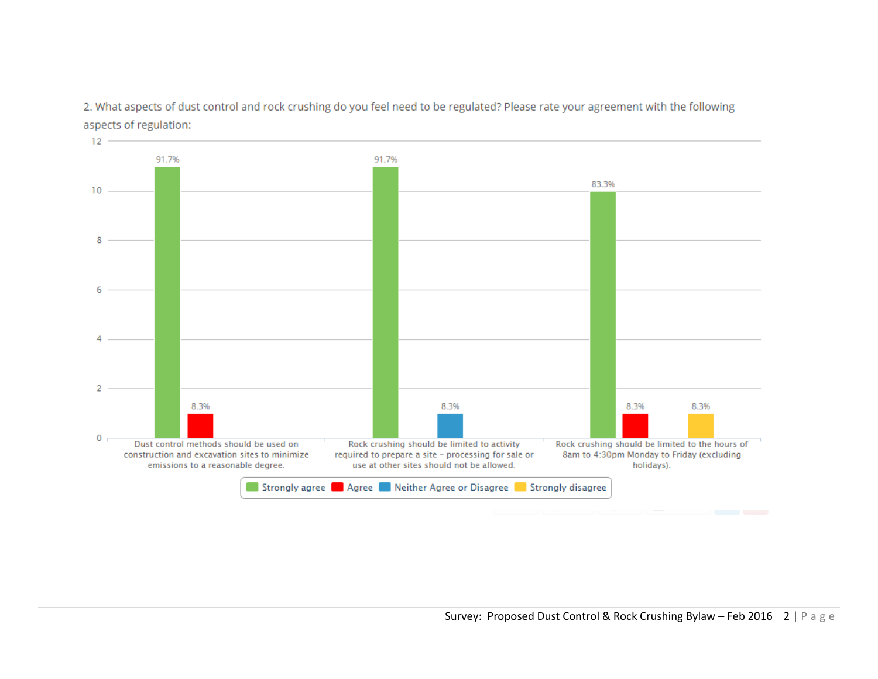2. What aspects of dust control and rock crushing do you feel need to be regulated? Please rate your agreement with the following aspects of regulation:

| | Strongly agree | Agree | Neither Agree or Disagree | Strongly disagree |
|---|---|---|---|---|
| Dust control methods should be used on construction and excavation sites to minimize emissions to a reasonable degree. | 91.7% | 8.3% | | |
| Rock crushing should be limited to activity required to prepare a site – processing for sale or use at other sites should not be allowed. | 91.7% | | 8.3% | |
| Rock crushing should be limited to the hours of 8am to 4:30pm Monday to Friday (excluding holidays). | 83.3% | 8.3% | | 8.3% |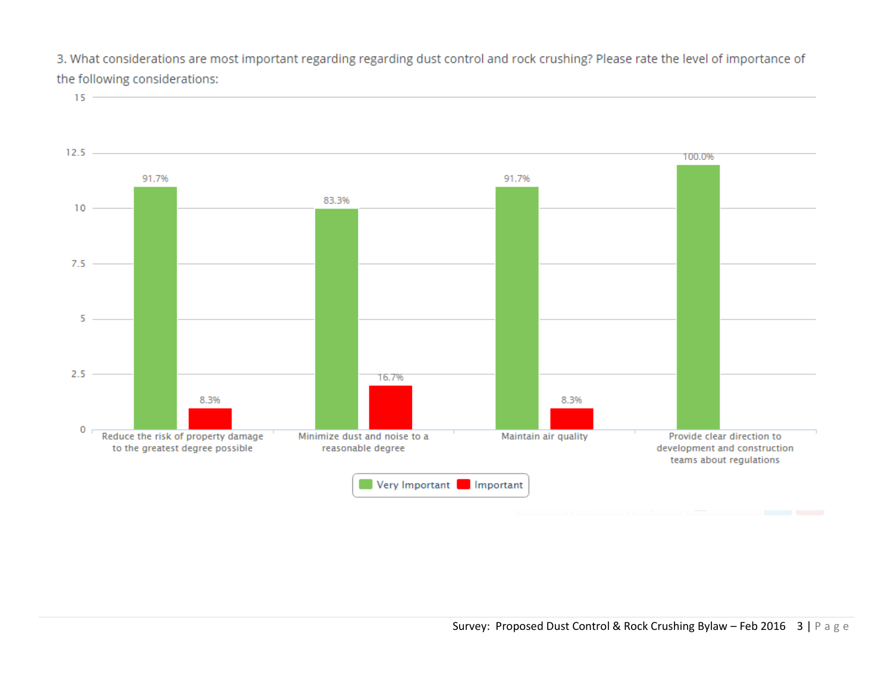3. What considerations are most important regarding regarding dust control and rock crushing? Please rate the level of importance of the following considerations:

| Consideration | Very Important | Important |
| --- | --- | --- |
| Reduce the risk of property damage to the greatest degree possible | 91.7% | 8.3% |
| Minimize dust and noise to a reasonable degree | 83.3% | 16.7% |
| Maintain air quality | 91.7% | 8.3% |
| Provide clear direction to development and construction teams about regulations | 100.0% | |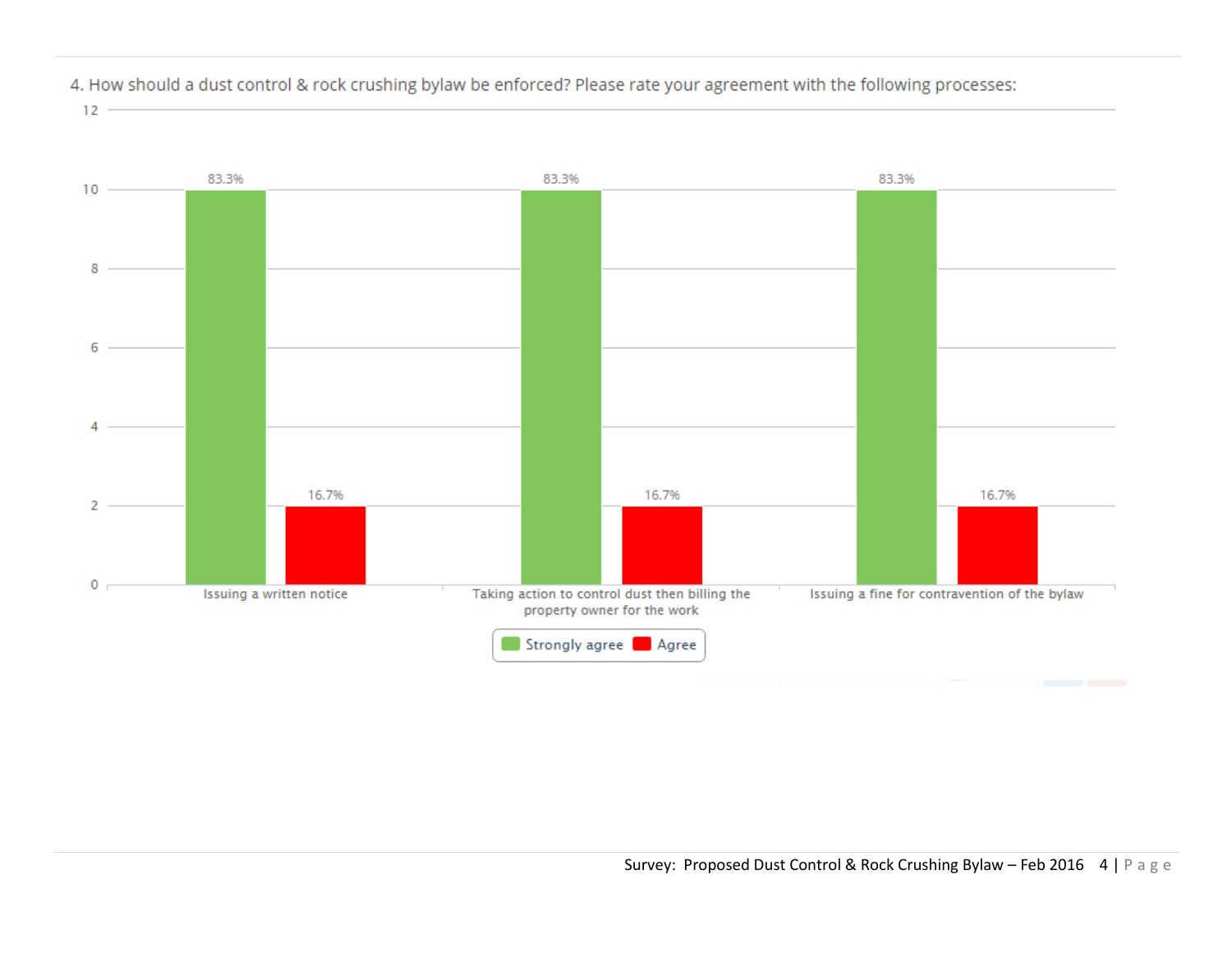4. How should a dust control & rock crushing bylaw be enforced? Please rate your agreement with the following processes:

| | Strongly agree | Agree |
|---|---|---|
| Issuing a written notice | 83.3% | 16.7% |
| Taking action to control dust then billing the property owner for the work | 83.3% | 16.7% |
| Issuing a fine for contravention of the bylaw | 83.3% | 16.7% |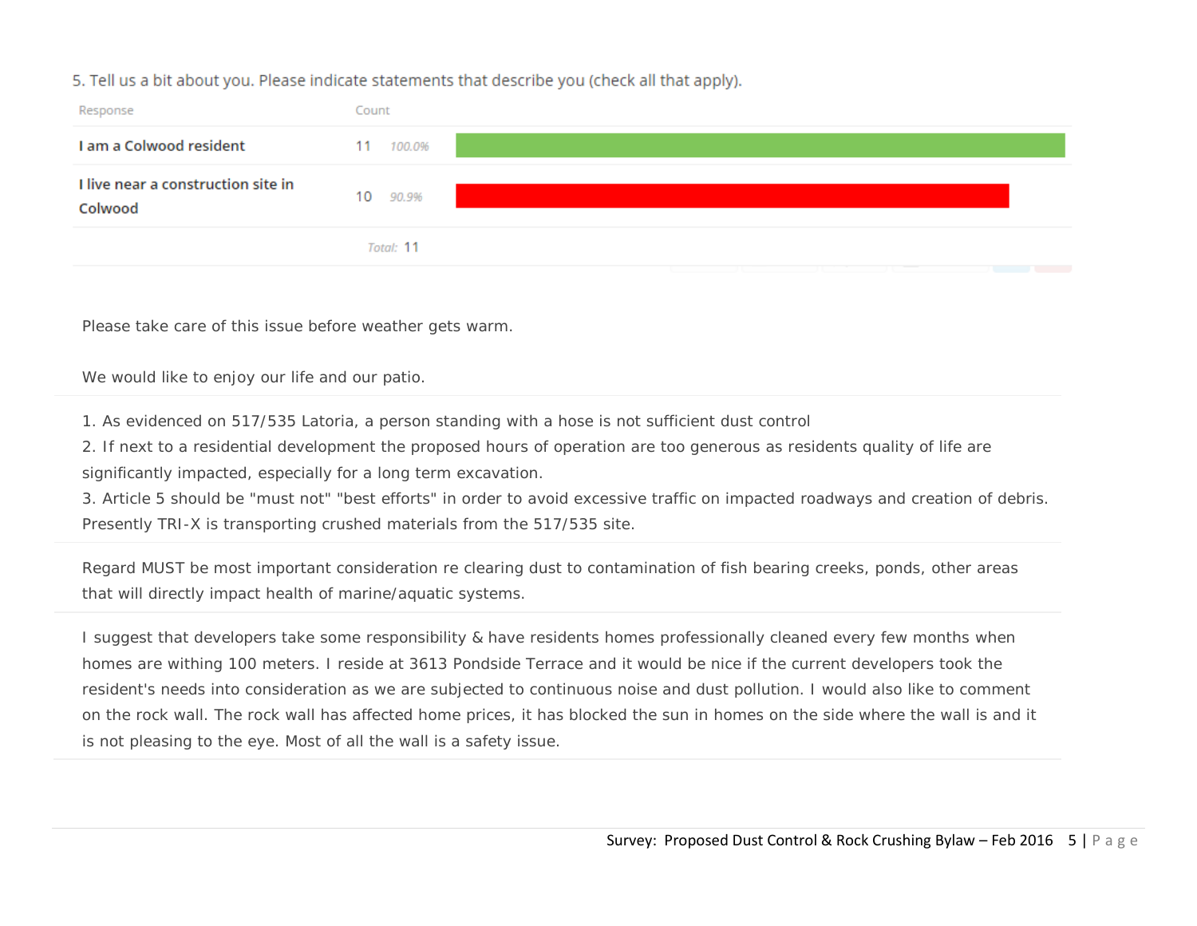5. Tell us a bit about you. Please indicate statements that describe you (check all that apply).

| Response | Count | |
|---|---|---|
| I am a Colwood resident | 11 | 100.0% |
| I live near a construction site in Colwood | 10 | 90.9% |
| | Total: 11 | |

Please take care of this issue before weather gets warm.

We would like to enjoy our life and our patio.

---

1. As evidenced on 517/535 Latoria, a person standing with a hose is not sufficient dust control
2. If next to a residential development the proposed hours of operation are too generous as residents quality of life are significantly impacted, especially for a long term excavation.
3. Article 5 should be "must not" "best efforts" in order to avoid excessive traffic on impacted roadways and creation of debris. Presently TRI-X is transporting crushed materials from the 517/535 site.

---

Regard MUST be most important consideration re clearing dust to contamination of fish bearing creeks, ponds, other areas that will directly impact health of marine/aquatic systems.

---

I suggest that developers take some responsibility & have residents homes professionally cleaned every few months when homes are withing 100 meters. I reside at 3613 Pondside Terrace and it would be nice if the current developers took the resident's needs into consideration as we are subjected to continuous noise and dust pollution. I would also like to comment on the rock wall. The rock wall has affected home prices, it has blocked the sun in homes on the side where the wall is and it is not pleasing to the eye. Most of all the wall is a safety issue.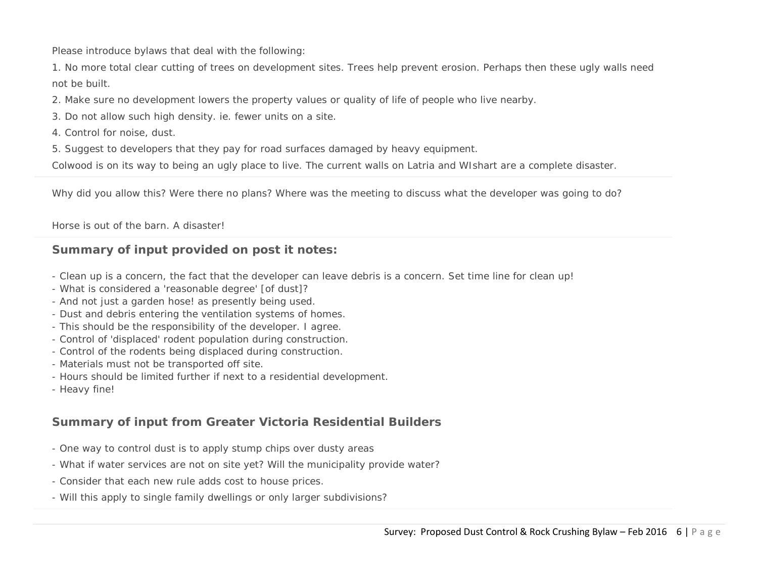Please introduce bylaws that deal with the following:

1. No more total clear cutting of trees on development sites. Trees help prevent erosion. Perhaps then these ugly walls need not be built.
2. Make sure no development lowers the property values or quality of life of people who live nearby.
3. Do not allow such high density. ie. fewer units on a site.
4. Control for noise, dust.
5. Suggest to developers that they pay for road surfaces damaged by heavy equipment.

Colwood is on its way to being an ugly place to live. The current walls on Latria and WIshart are a complete disaster.

---

Why did you allow this? Were there no plans? Where was the meeting to discuss what the developer was going to do?

Horse is out of the barn. A disaster!

---

### Summary of input provided on post it notes:

- Clean up is a concern, the fact that the developer can leave debris is a concern. Set time line for clean up!
- What is considered a 'reasonable degree' [of dust]?
- And not just a garden hose! as presently being used.
- Dust and debris entering the ventilation systems of homes.
- This should be the responsibility of the developer. I agree.
- Control of 'displaced' rodent population during construction.
- Control of the rodents being displaced during construction.
- Materials must not be transported off site.
- Hours should be limited further if next to a residential development.
- Heavy fine!

### Summary of input from Greater Victoria Residential Builders

- One way to control dust is to apply stump chips over dusty areas
- What if water services are not on site yet? Will the municipality provide water?
- Consider that each new rule adds cost to house prices.
- Will this apply to single family dwellings or only larger subdivisions?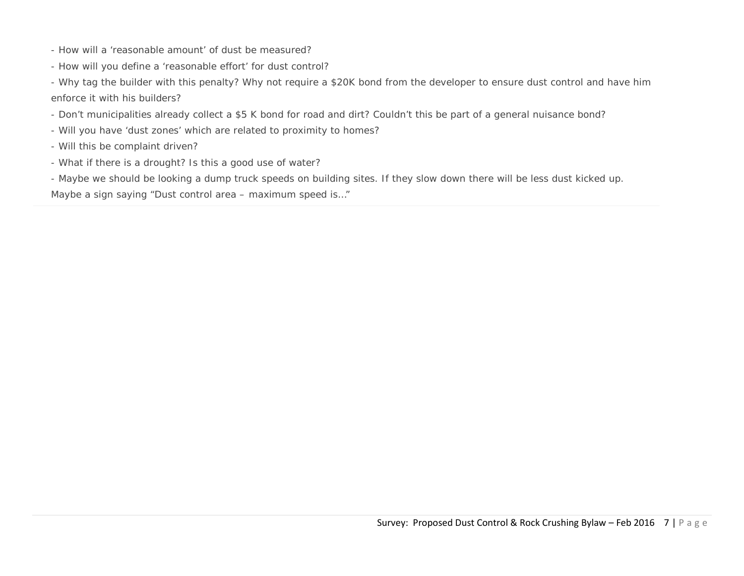- How will a ‘reasonable amount’ of dust be measured?

- How will you define a ‘reasonable effort’ for dust control?

- Why tag the builder with this penalty? Why not require a $20K bond from the developer to ensure dust control and have him enforce it with his builders?

- Don’t municipalities already collect a $5 K bond for road and dirt? Couldn’t this be part of a general nuisance bond?

- Will you have ‘dust zones’ which are related to proximity to homes?

- Will this be complaint driven?

- What if there is a drought? Is this a good use of water?

- Maybe we should be looking a dump truck speeds on building sites. If they slow down there will be less dust kicked up. Maybe a sign saying “Dust control area – maximum speed is…”